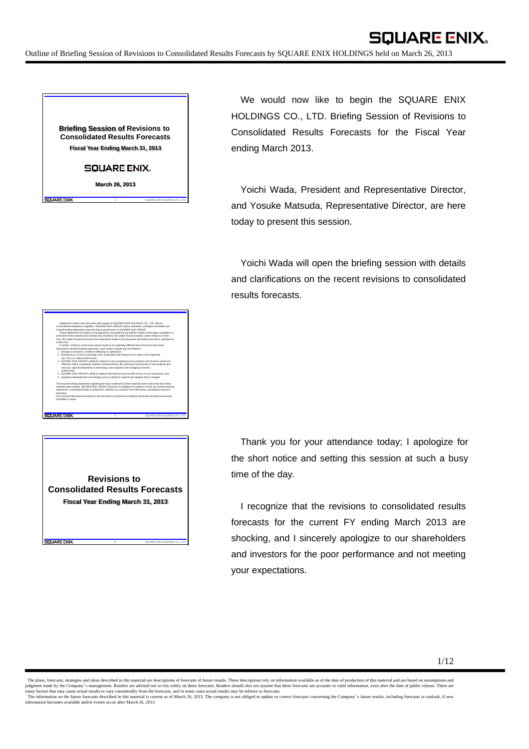Outline of Briefing Session of Revisions to Consolidated Results Forecasts by SQUARE ENIX HOLDINGS held on March 26, 2013

**Briefing Session of Revisions to Consolidated Results Forecasts**
**Fiscal Year Ending March 31, 2013**
SQUARE ENIX
**March 26, 2013**

We would now like to begin the SQUARE ENIX HOLDINGS CO., LTD. Briefing Session of Revisions to Consolidated Results Forecasts for the Fiscal Year ending March 2013.

Yoichi Wada, President and Representative Director, and Yosuke Matsuda, Representative Director, are here today to present this session.

Yoichi Wada will open the briefing session with details and clarifications on the recent revisions to consolidated results forecasts.

Statements made in this document with respect to SQUARE ENIX HOLDINGS CO., LTD. and its consolidated subsidiaries' (together, "SQUARE ENIX GROUP") plans, estimates, strategies and beliefs are forward-looking statements about the future performance of SQUARE ENIX GROUP.

These statements are based on management's assumptions and beliefs in light of information available to it at the time these material were drafted and, therefore, the reader should not place undue reliance on them. Also, the reader should not assume that statements made in this document will remain accurate or operative at a later time.

A number of factors could cause actual results to be materially different from and worse than those discussed in forward-looking statements. Such factors include, but not limited to:

1. changes in economic conditions affecting our operations;
2. fluctuations in currency exchange rates, particularly with respect to the value of the Japanese yen, the U.S. dollar and the Euro;
3. SQUARE ENIX GROUP's ability to continue to win acceptance of our products and services, which are offered in highly competitive markets characterized by the continuous introduction of new products and services, rapid developments in technology, and subjective and changing consumer preferences;
4. SQUARE ENIX GROUP's ability to expand international success with a focus on our businesses; and
5. regulatory developments and changes and our ability to respond and adapt to those changes.

The forward-looking statements regarding earnings contained in these materials were valid at the time these materials were drafted. SQUARE ENIX GROUP assumes no obligation to update or revise any forward-looking statements, including forecasts or projections, whether as a result of new information, subsequent events or otherwise.

The financial information presented in this document is prepared according to generally accepted accounting principles in Japan.

**Revisions to Consolidated Results Forecasts**
**Fiscal Year Ending March 31, 2013**

Thank you for your attendance today; I apologize for the short notice and setting this session at such a busy time of the day.

I recognize that the revisions to consolidated results forecasts for the current FY ending March 2013 are shocking, and I sincerely apologize to our shareholders and investors for the poor performance and not meeting your expectations.

The plans, forecasts, strategies and ideas described in this material are descriptions of forecasts of future results. These descriptions rely on information available as of the date of production of this material and are based on assumptions and judgment made by the Company's management. Readers are advised not to rely solely on these forecasts. Readers should also not assume that these forecasts are accurate or valid information, even after the date of public release. There are many factors that may cause actual results to vary considerably from the forecasts, and in some cases actual results may be inferior to forecasts.
The information on the future forecasts described in this material is current as of March 26, 2013. The company is not obliged to update or correct forecasts concerning the Company's future results, including forecasts or outlook, if new information becomes available and/or events occur after March 26, 2013.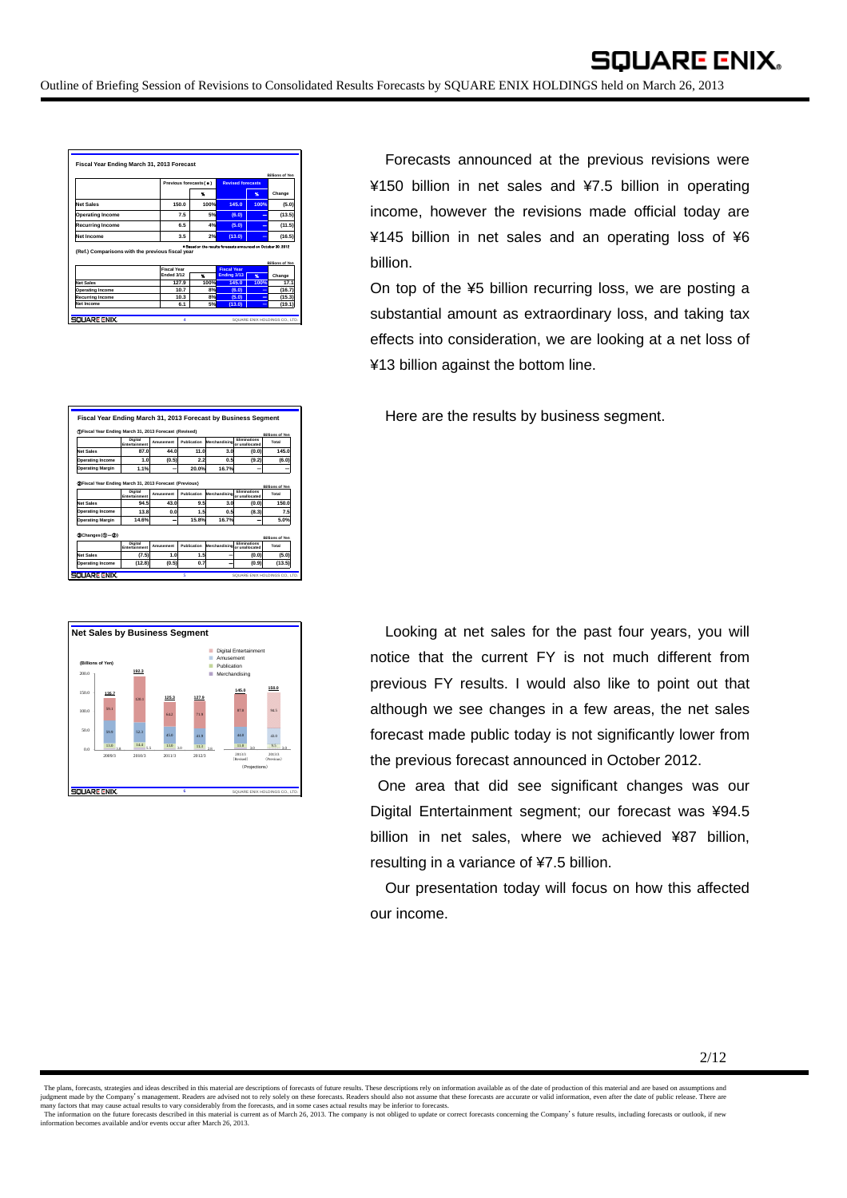Fiscal Year Ending March 31, 2013 Forecast

Billions of Yen

| | Previous forecasts (*) | % | Revised forecasts | % | Change |
|---|---|---|---|---|---|
| Net Sales | 150.0 | 100% | 145.0 | 100% | (5.0) |
| Operating Income | 7.5 | 5% | (6.0) | – | (13.5) |
| Recurring Income | 6.5 | 4% | (5.0) | – | (11.5) |
| Net Income | 3.5 | 2% | (13.0) | – | (16.5) |

* Based on the results forecasts announced on October 30, 2012

(Ref.) Comparisons with the previous fiscal year

Billions of Yen

| | Fiscal Year Ended 3/12 | % | Fiscal Year Ending 3/13 | % | Change |
|---|---|---|---|---|---|
| Net Sales | 127.9 | 100% | 145.0 | 100% | 17.1 |
| Operating Income | 10.7 | 8% | (6.0) | – | (16.7) |
| Recurring Income | 10.3 | 8% | (5.0) | – | (15.3) |
| Net Income | 6.1 | 5% | (13.0) | – | (19.1) |

Forecasts announced at the previous revisions were ¥150 billion in net sales and ¥7.5 billion in operating income, however the revisions made official today are ¥145 billion in net sales and an operating loss of ¥6 billion.

On top of the ¥5 billion recurring loss, we are posting a substantial amount as extraordinary loss, and taking tax effects into consideration, we are looking at a net loss of ¥13 billion against the bottom line.

Fiscal Year Ending March 31, 2013 Forecast by Business Segment

①Fiscal Year Ending March 31, 2013 Forecast (Revised)

Billions of Yen

| | Digital Entertainment | Amusement | Publication | Merchandising | Eliminations or unallocated | Total |
|---|---|---|---|---|---|---|
| Net Sales | 87.0 | 44.0 | 11.0 | 3.0 | (0.0) | 145.0 |
| Operating Income | 1.0 | (0.5) | 2.2 | 0.5 | (9.2) | (6.0) |
| Operating Margin | 1.1% | – | 20.0% | 16.7% | – | – |

②Fiscal Year Ending March 31, 2013 Forecast (Previous)

Billions of Yen

| | Digital Entertainment | Amusement | Publication | Merchandising | Eliminations or unallocated | Total |
|---|---|---|---|---|---|---|
| Net Sales | 94.5 | 43.0 | 9.5 | 3.0 | (0.0) | 150.0 |
| Operating Income | 13.8 | 0.0 | 1.5 | 0.5 | (8.3) | 7.5 |
| Operating Margin | 14.6% | – | 15.8% | 16.7% | – | 5.0% |

③Changes (①－②)

Billions of Yen

| | Digital Entertainment | Amusement | Publication | Merchandising | Eliminations or unallocated | Total |
|---|---|---|---|---|---|---|
| Net Sales | (7.5) | 1.0 | 1.5 | – | (0.0) | (5.0) |
| Operating Income | (12.8) | (0.5) | 0.7 | – | (0.9) | (13.5) |

Here are the results by business segment.

Net Sales by Business Segment

(Billions of Yen)

| | 2009/3 | 2010/3 | 2011/3 | 2012/3 | 2013/3 (Revised) | 2013/3 (Previous) |
|---|---|---|---|---|---|---|
| Total | 135.7 | 192.3 | 125.3 | 127.9 | 145.0 | 150.0 |
| Digital Entertainment | 59.1 | 120.1 | 64.2 | 71.9 | 87.0 | 94.5 |
| Amusement | 59.9 | 52.1 | 45.6 | 41.9 | 44.0 | 43.0 |
| Publication | 13.8 | 14.4 | 13.0 | 11.3 | 11.0 | 9.5 |
| Merchandising | 3.0 | 5.5 | 3.0 | 3.0 | 3.0 | 3.0 |

(Projections)

Looking at net sales for the past four years, you will notice that the current FY is not much different from previous FY results. I would also like to point out that although we see changes in a few areas, the net sales forecast made public today is not significantly lower from the previous forecast announced in October 2012.

One area that did see significant changes was our Digital Entertainment segment; our forecast was ¥94.5 billion in net sales, where we achieved ¥87 billion, resulting in a variance of ¥7.5 billion.

Our presentation today will focus on how this affected our income.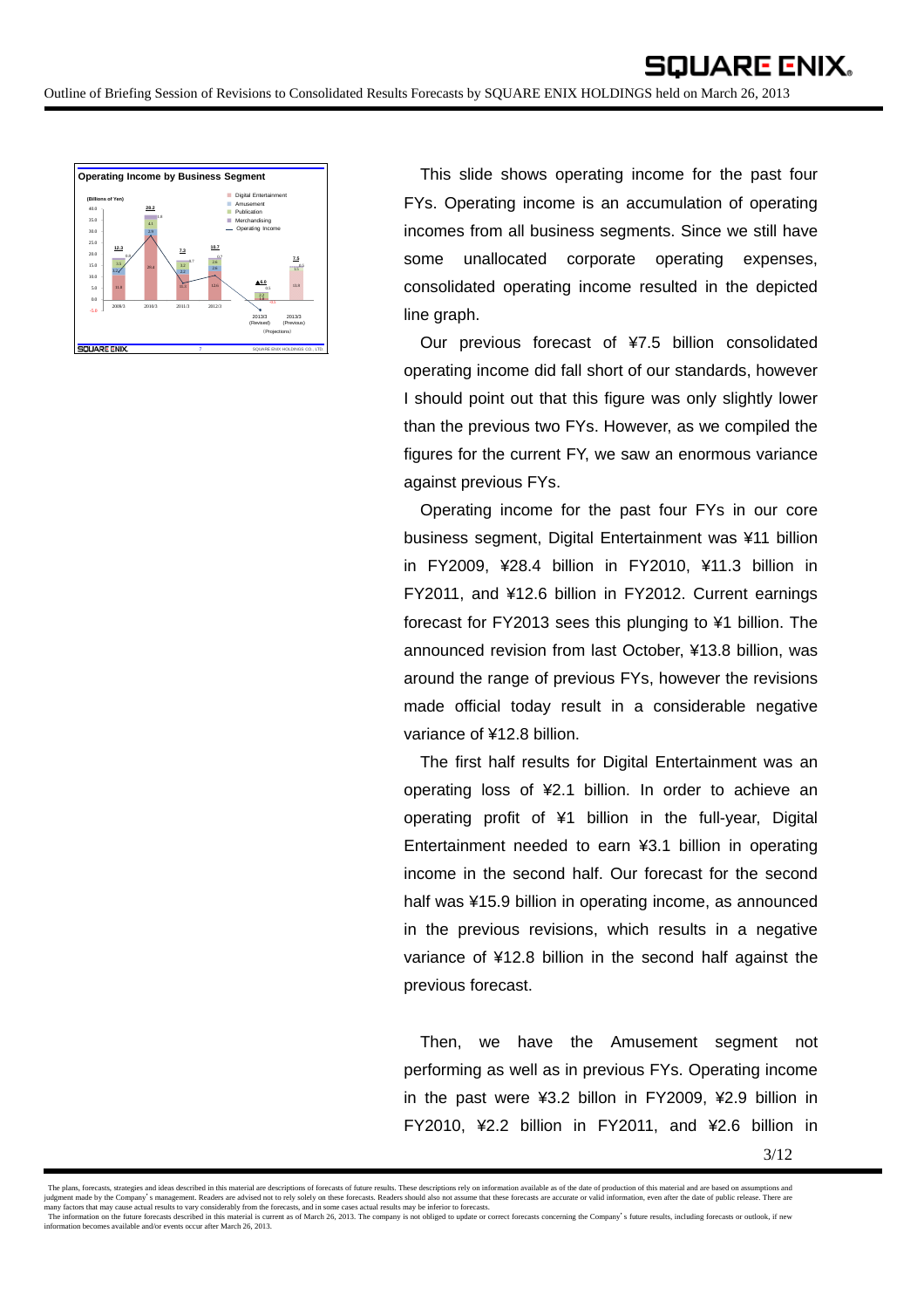This slide shows operating income for the past four FYs. Operating income is an accumulation of operating incomes from all business segments. Since we still have some unallocated corporate operating expenses, consolidated operating income resulted in the depicted line graph.

Our previous forecast of ¥7.5 billion consolidated operating income did fall short of our standards, however I should point out that this figure was only slightly lower than the previous two FYs. However, as we compiled the figures for the current FY, we saw an enormous variance against previous FYs.

Operating income for the past four FYs in our core business segment, Digital Entertainment was ¥11 billion in FY2009, ¥28.4 billion in FY2010, ¥11.3 billion in FY2011, and ¥12.6 billion in FY2012. Current earnings forecast for FY2013 sees this plunging to ¥1 billion. The announced revision from last October, ¥13.8 billion, was around the range of previous FYs, however the revisions made official today result in a considerable negative variance of ¥12.8 billion.

The first half results for Digital Entertainment was an operating loss of ¥2.1 billion. In order to achieve an operating profit of ¥1 billion in the full-year, Digital Entertainment needed to earn ¥3.1 billion in operating income in the second half. Our forecast for the second half was ¥15.9 billion in operating income, as announced in the previous revisions, which results in a negative variance of ¥12.8 billion in the second half against the previous forecast.

Then, we have the Amusement segment not performing as well as in previous FYs. Operating income in the past were ¥3.2 billon in FY2009, ¥2.9 billion in FY2010, ¥2.2 billion in FY2011, and ¥2.6 billion in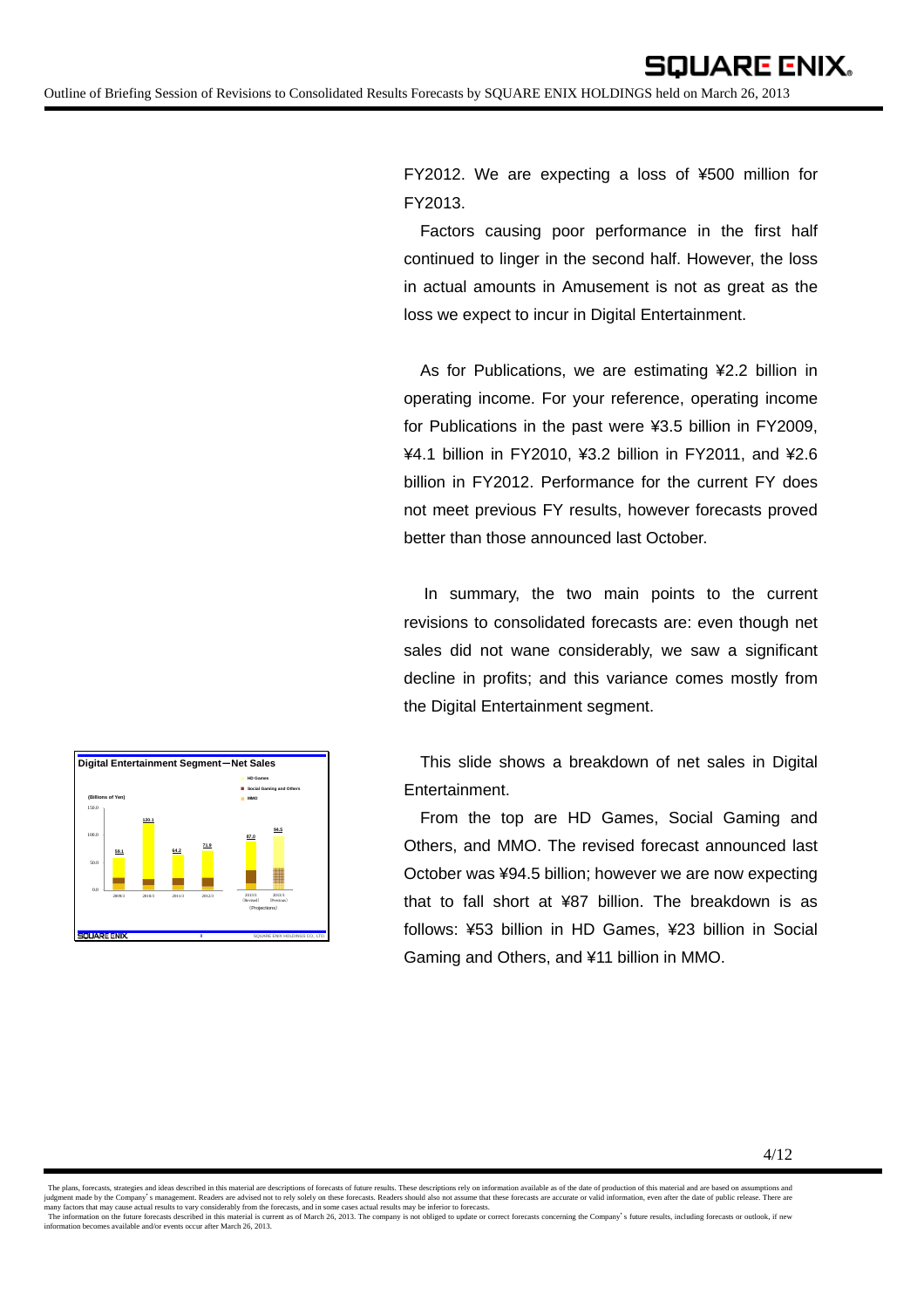FY2012. We are expecting a loss of ¥500 million for FY2013.

Factors causing poor performance in the first half continued to linger in the second half. However, the loss in actual amounts in Amusement is not as great as the loss we expect to incur in Digital Entertainment.

As for Publications, we are estimating ¥2.2 billion in operating income. For your reference, operating income for Publications in the past were ¥3.5 billion in FY2009, ¥4.1 billion in FY2010, ¥3.2 billion in FY2011, and ¥2.6 billion in FY2012. Performance for the current FY does not meet previous FY results, however forecasts proved better than those announced last October.

In summary, the two main points to the current revisions to consolidated forecasts are: even though net sales did not wane considerably, we saw a significant decline in profits; and this variance comes mostly from the Digital Entertainment segment.

This slide shows a breakdown of net sales in Digital Entertainment.

From the top are HD Games, Social Gaming and Others, and MMO. The revised forecast announced last October was ¥94.5 billion; however we are now expecting that to fall short at ¥87 billion. The breakdown is as follows: ¥53 billion in HD Games, ¥23 billion in Social Gaming and Others, and ¥11 billion in MMO.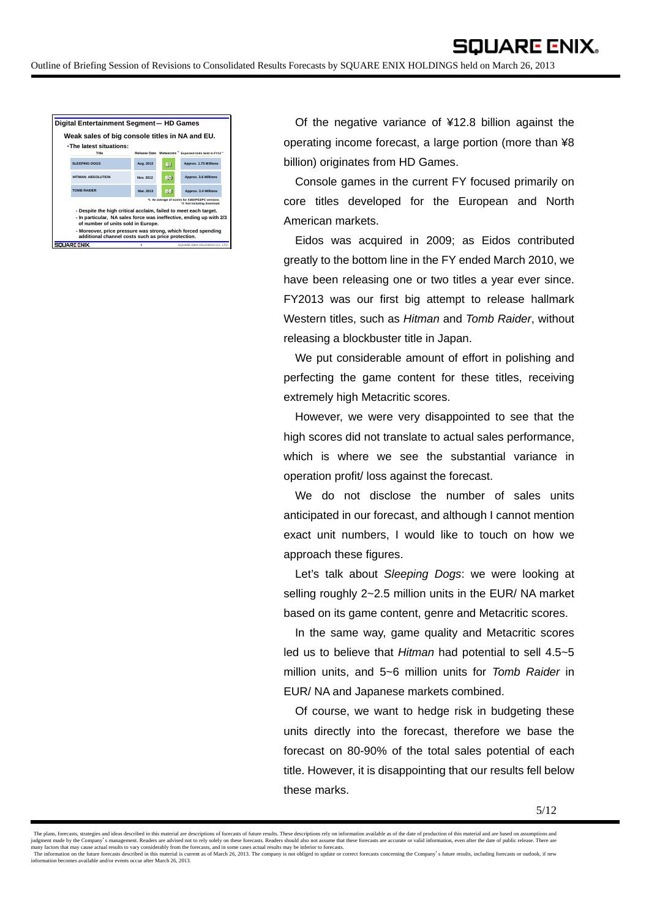**Digital Entertainment Segment — HD Games**

**Weak sales of big console titles in NA and EU.**

- The latest situations:

| Title | Release Date | Metascore *1 | Expected Units Sold in FY13 *2 |
|---|---|---|---|
| SLEEPING DOGS | Aug. 2012 | 81 | Approx. 1.75 Millions |
| HITMAN: ABSOLUTION | Nov. 2012 | 80 | Approx. 3.6 Millions |
| TOMB RAIDER | Mar. 2013 | 86 | Approx. 3.4 Millions |

*1 An average of scores for X360/PS3/PC versions.
*2 Not including download.

- Despite the high critical acclaim, failed to meet each target.
- In particular, NA sales force was ineffective, ending up with 2/3 of number of units sold in Europe.
- Moreover, price pressure was strong, which forced spending additional channel costs such as price protection.

Of the negative variance of ¥12.8 billion against the operating income forecast, a large portion (more than ¥8 billion) originates from HD Games.

Console games in the current FY focused primarily on core titles developed for the European and North American markets.

Eidos was acquired in 2009; as Eidos contributed greatly to the bottom line in the FY ended March 2010, we have been releasing one or two titles a year ever since. FY2013 was our first big attempt to release hallmark Western titles, such as *Hitman* and *Tomb Raider*, without releasing a blockbuster title in Japan.

We put considerable amount of effort in polishing and perfecting the game content for these titles, receiving extremely high Metacritic scores.

However, we were very disappointed to see that the high scores did not translate to actual sales performance, which is where we see the substantial variance in operation profit/ loss against the forecast.

We do not disclose the number of sales units anticipated in our forecast, and although I cannot mention exact unit numbers, I would like to touch on how we approach these figures.

Let's talk about *Sleeping Dogs*: we were looking at selling roughly 2~2.5 million units in the EUR/ NA market based on its game content, genre and Metacritic scores.

In the same way, game quality and Metacritic scores led us to believe that *Hitman* had potential to sell 4.5~5 million units, and 5~6 million units for *Tomb Raider* in EUR/ NA and Japanese markets combined.

Of course, we want to hedge risk in budgeting these units directly into the forecast, therefore we base the forecast on 80-90% of the total sales potential of each title. However, it is disappointing that our results fell below these marks.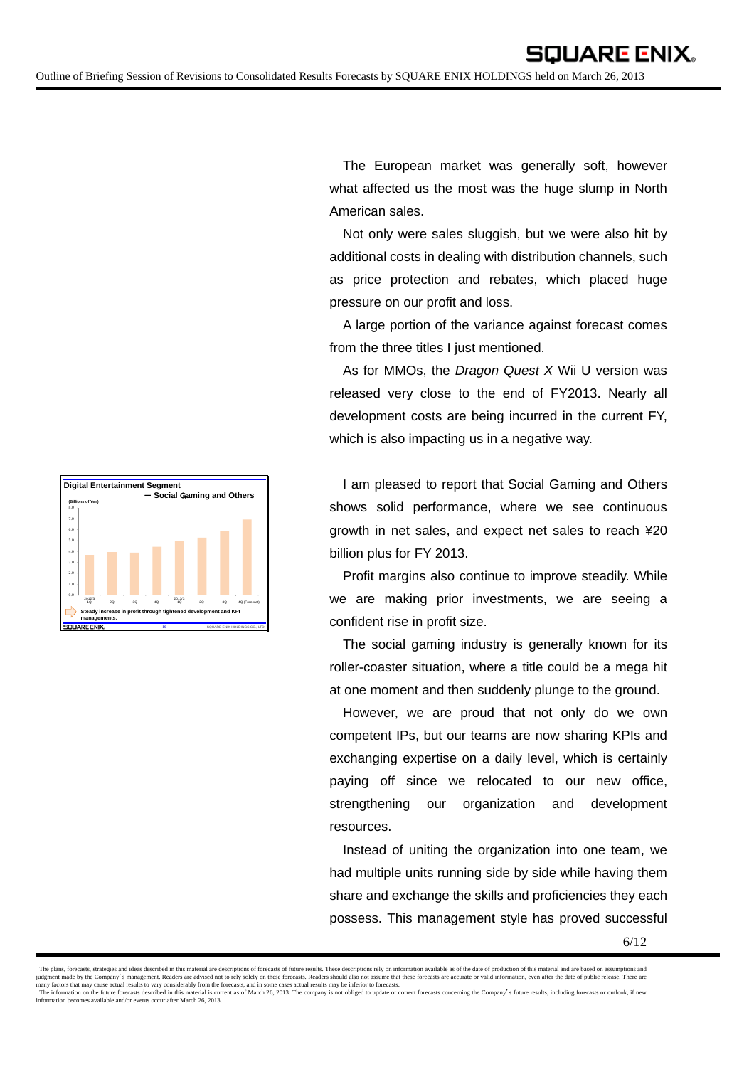The European market was generally soft, however what affected us the most was the huge slump in North American sales.

Not only were sales sluggish, but we were also hit by additional costs in dealing with distribution channels, such as price protection and rebates, which placed huge pressure on our profit and loss.

A large portion of the variance against forecast comes from the three titles I just mentioned.

As for MMOs, the *Dragon Quest X* Wii U version was released very close to the end of FY2013. Nearly all development costs are being incurred in the current FY, which is also impacting us in a negative way.

**Digital Entertainment Segment**
**— Social Gaming and Others**

Steady increase in profit through tightened development and KPI managements.

I am pleased to report that Social Gaming and Others shows solid performance, where we see continuous growth in net sales, and expect net sales to reach ¥20 billion plus for FY 2013.

Profit margins also continue to improve steadily. While we are making prior investments, we are seeing a confident rise in profit size.

The social gaming industry is generally known for its roller-coaster situation, where a title could be a mega hit at one moment and then suddenly plunge to the ground.

However, we are proud that not only do we own competent IPs, but our teams are now sharing KPIs and exchanging expertise on a daily level, which is certainly paying off since we relocated to our new office, strengthening our organization and development resources.

Instead of uniting the organization into one team, we had multiple units running side by side while having them share and exchange the skills and proficiencies they each possess. This management style has proved successful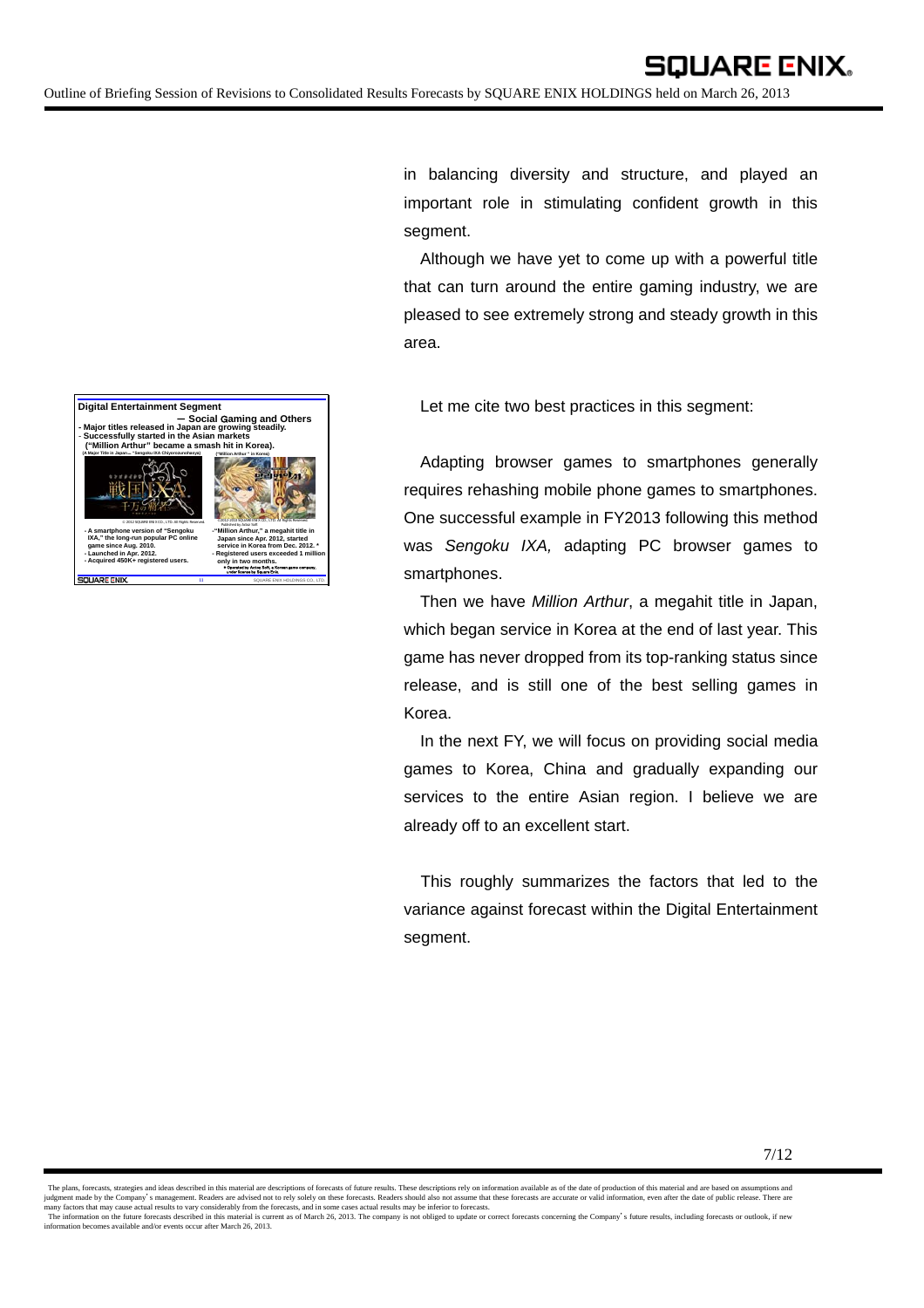in balancing diversity and structure, and played an important role in stimulating confident growth in this segment.

Although we have yet to come up with a powerful title that can turn around the entire gaming industry, we are pleased to see extremely strong and steady growth in this area.

**Digital Entertainment Segment**

**— Social Gaming and Others**

- **Major titles released in Japan are growing steadily.**
- **Successfully started in the Asian markets ("Million Arthur" became a smash hit in Korea).**

(A Major Title in Japan… "Sengoku IXA Chiyorozunohasya")

- A smartphone version of "Sengoku IXA," the long-run popular PC online game since Aug. 2010.
- Launched in Apr. 2012.
- Acquired 450K+ registered users.

("Million Arthur" in Korea)

- "Million Arthur," a megahit title in Japan since Apr. 2012, started service in Korea from Dec. 2012. *
- Registered users exceeded 1 million only in two months.

\* Operated by Actoz Soft, a Korean game company, under license by Square Enix.

Let me cite two best practices in this segment:

Adapting browser games to smartphones generally requires rehashing mobile phone games to smartphones. One successful example in FY2013 following this method was *Sengoku IXA,* adapting PC browser games to smartphones.

Then we have *Million Arthur*, a megahit title in Japan, which began service in Korea at the end of last year. This game has never dropped from its top-ranking status since release, and is still one of the best selling games in Korea.

In the next FY, we will focus on providing social media games to Korea, China and gradually expanding our services to the entire Asian region. I believe we are already off to an excellent start.

This roughly summarizes the factors that led to the variance against forecast within the Digital Entertainment segment.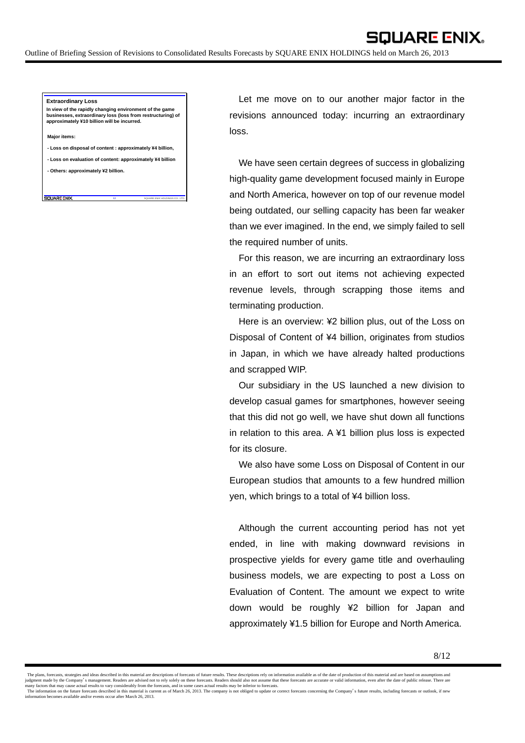**Extraordinary Loss**

**In view of the rapidly changing environment of the game businesses, extraordinary loss (loss from restructuring) of approximately ¥10 billion will be incurred.**

**Major items:**

- **Loss on disposal of content : approximately ¥4 billion,**
- **Loss on evaluation of content: approximately ¥4 billion**
- **Others: approximately ¥2 billion.**

Let me move on to our another major factor in the revisions announced today: incurring an extraordinary loss.

We have seen certain degrees of success in globalizing high-quality game development focused mainly in Europe and North America, however on top of our revenue model being outdated, our selling capacity has been far weaker than we ever imagined. In the end, we simply failed to sell the required number of units.

For this reason, we are incurring an extraordinary loss in an effort to sort out items not achieving expected revenue levels, through scrapping those items and terminating production.

Here is an overview: ¥2 billion plus, out of the Loss on Disposal of Content of ¥4 billion, originates from studios in Japan, in which we have already halted productions and scrapped WIP.

Our subsidiary in the US launched a new division to develop casual games for smartphones, however seeing that this did not go well, we have shut down all functions in relation to this area. A ¥1 billion plus loss is expected for its closure.

We also have some Loss on Disposal of Content in our European studios that amounts to a few hundred million yen, which brings to a total of ¥4 billion loss.

Although the current accounting period has not yet ended, in line with making downward revisions in prospective yields for every game title and overhauling business models, we are expecting to post a Loss on Evaluation of Content. The amount we expect to write down would be roughly ¥2 billion for Japan and approximately ¥1.5 billion for Europe and North America.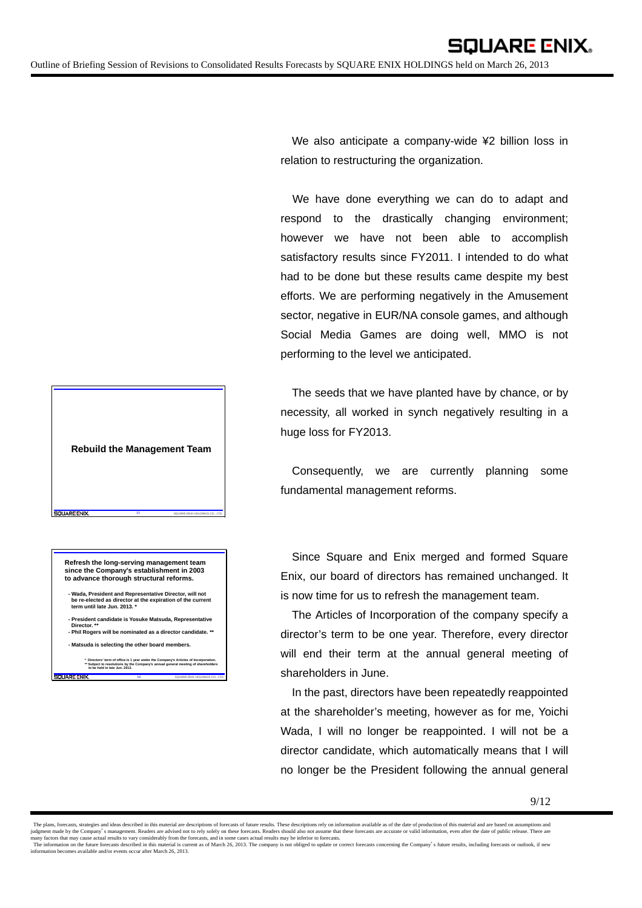We also anticipate a company-wide ¥2 billion loss in relation to restructuring the organization.

We have done everything we can do to adapt and respond to the drastically changing environment; however we have not been able to accomplish satisfactory results since FY2011. I intended to do what had to be done but these results came despite my best efforts. We are performing negatively in the Amusement sector, negative in EUR/NA console games, and although Social Media Games are doing well, MMO is not performing to the level we anticipated.

**Rebuild the Management Team**

The seeds that we have planted have by chance, or by necessity, all worked in synch negatively resulting in a huge loss for FY2013.

Consequently, we are currently planning some fundamental management reforms.

**Refresh the long-serving management team since the Company's establishment in 2003 to advance thorough structural reforms.**

- Wada, President and Representative Director, will not be re-elected as director at the expiration of the current term until late Jun. 2013. *
- President candidate is Yosuke Matsuda, Representative Director. **
- Phil Rogers will be nominated as a director candidate. **
- Matsuda is selecting the other board members.

\* Directors' term of office is 1 year under the Company's Articles of Incorporation.
\** Subject to resolutions by the Company's annual general meeting of shareholders to be held in late Jun. 2013.

Since Square and Enix merged and formed Square Enix, our board of directors has remained unchanged. It is now time for us to refresh the management team.

The Articles of Incorporation of the company specify a director's term to be one year. Therefore, every director will end their term at the annual general meeting of shareholders in June.

In the past, directors have been repeatedly reappointed at the shareholder's meeting, however as for me, Yoichi Wada, I will no longer be reappointed. I will not be a director candidate, which automatically means that I will no longer be the President following the annual general

The plans, forecasts, strategies and ideas described in this material are descriptions of forecasts of future results. These descriptions rely on information available as of the date of production of this material and are based on assumptions and judgment made by the Company's management. Readers are advised not to rely solely on these forecasts. Readers should also not assume that these forecasts are accurate or valid information, even after the date of public release. There are many factors that may cause actual results to vary considerably from the forecasts, and in some cases actual results may be inferior to forecasts.
The information on the future forecasts described in this material is current as of March 26, 2013. The company is not obliged to update or correct forecasts concerning the Company's future results, including forecasts or outlook, if new information becomes available and/or events occur after March 26, 2013.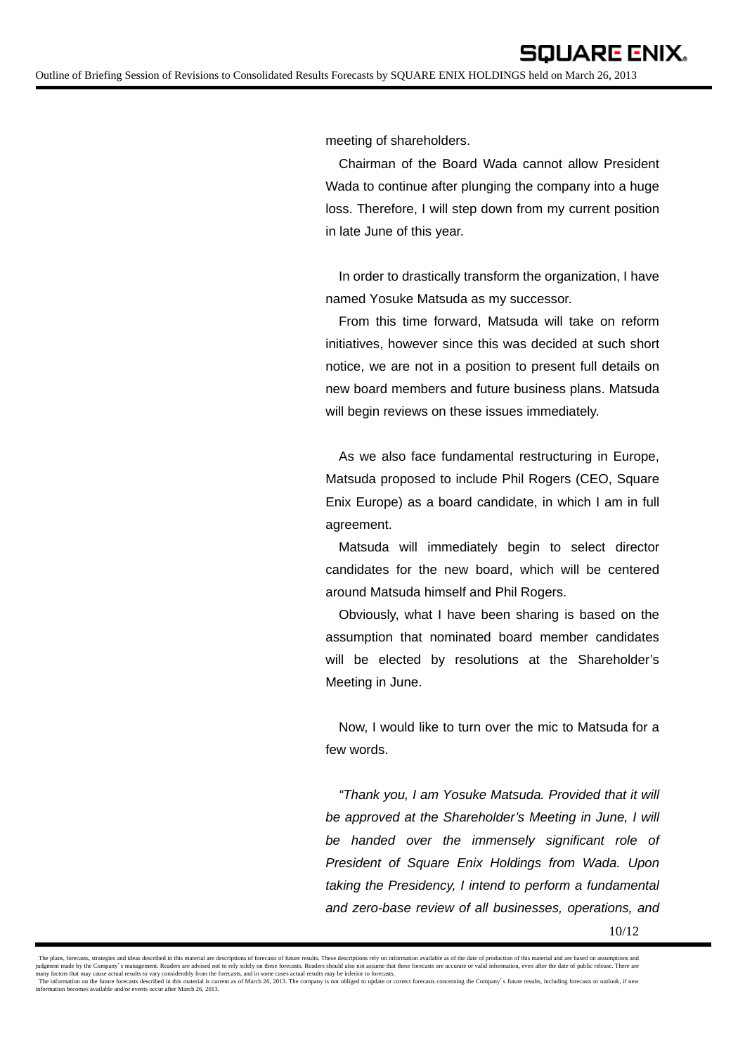meeting of shareholders.

Chairman of the Board Wada cannot allow President Wada to continue after plunging the company into a huge loss. Therefore, I will step down from my current position in late June of this year.

In order to drastically transform the organization, I have named Yosuke Matsuda as my successor.

From this time forward, Matsuda will take on reform initiatives, however since this was decided at such short notice, we are not in a position to present full details on new board members and future business plans. Matsuda will begin reviews on these issues immediately.

As we also face fundamental restructuring in Europe, Matsuda proposed to include Phil Rogers (CEO, Square Enix Europe) as a board candidate, in which I am in full agreement.

Matsuda will immediately begin to select director candidates for the new board, which will be centered around Matsuda himself and Phil Rogers.

Obviously, what I have been sharing is based on the assumption that nominated board member candidates will be elected by resolutions at the Shareholder's Meeting in June.

Now, I would like to turn over the mic to Matsuda for a few words.

*"Thank you, I am Yosuke Matsuda. Provided that it will be approved at the Shareholder's Meeting in June, I will be handed over the immensely significant role of President of Square Enix Holdings from Wada. Upon taking the Presidency, I intend to perform a fundamental and zero-base review of all businesses, operations, and*

The plans, forecasts, strategies and ideas described in this material are descriptions of forecasts of future results. These descriptions rely on information available as of the date of production of this material and are based on assumptions and judgment made by the Company's management. Readers are advised not to rely solely on these forecasts. Readers should also not assume that these forecasts are accurate or valid information, even after the date of public release. There are many factors that may cause actual results to vary considerably from the forecasts, and in some cases actual results may be inferior to forecasts.
The information on the future forecasts described in this material is current as of March 26, 2013. The company is not obliged to update or correct forecasts concerning the Company's future results, including forecasts or outlook, if new information becomes available and/or events occur after March 26, 2013.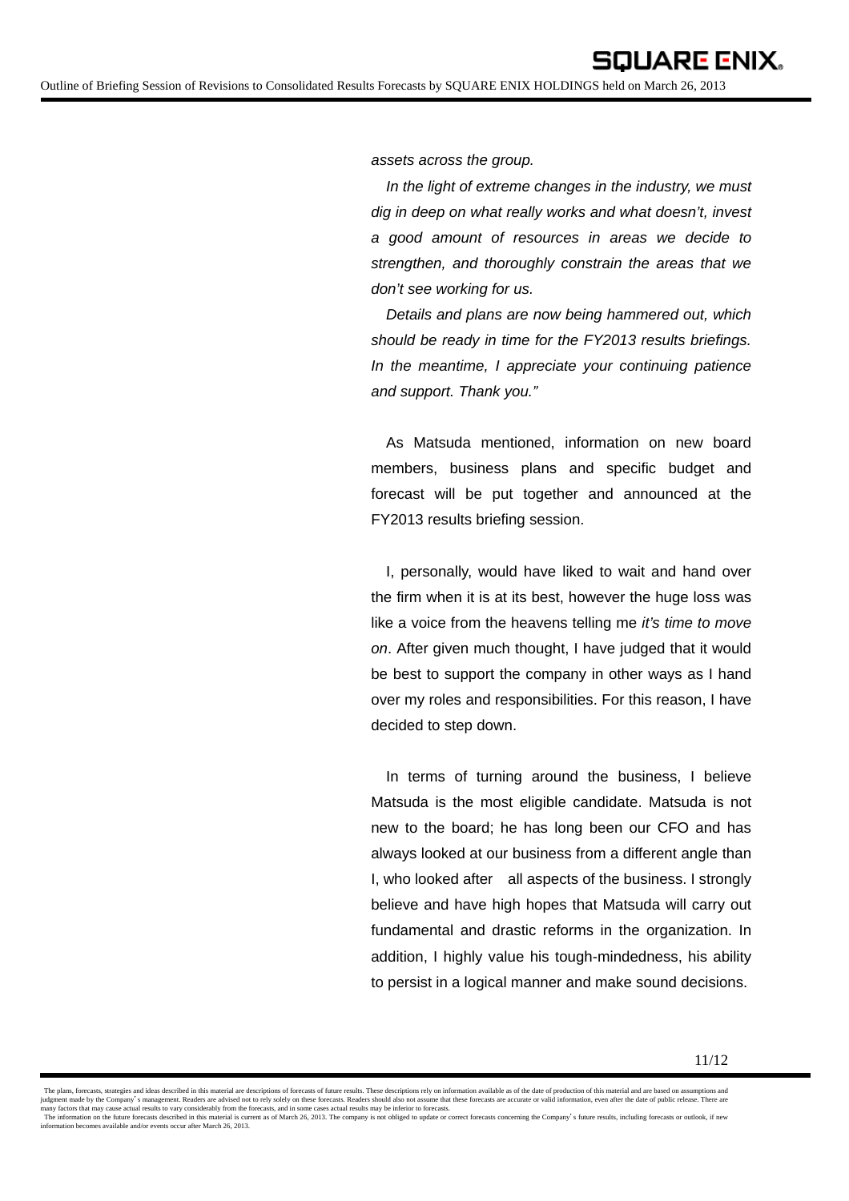*assets across the group.*

*In the light of extreme changes in the industry, we must dig in deep on what really works and what doesn't, invest a good amount of resources in areas we decide to strengthen, and thoroughly constrain the areas that we don't see working for us.*

*Details and plans are now being hammered out, which should be ready in time for the FY2013 results briefings. In the meantime, I appreciate your continuing patience and support. Thank you."*

As Matsuda mentioned, information on new board members, business plans and specific budget and forecast will be put together and announced at the FY2013 results briefing session.

I, personally, would have liked to wait and hand over the firm when it is at its best, however the huge loss was like a voice from the heavens telling me *it's time to move on*. After given much thought, I have judged that it would be best to support the company in other ways as I hand over my roles and responsibilities. For this reason, I have decided to step down.

In terms of turning around the business, I believe Matsuda is the most eligible candidate. Matsuda is not new to the board; he has long been our CFO and has always looked at our business from a different angle than I, who looked after all aspects of the business. I strongly believe and have high hopes that Matsuda will carry out fundamental and drastic reforms in the organization. In addition, I highly value his tough-mindedness, his ability to persist in a logical manner and make sound decisions.

The plans, forecasts, strategies and ideas described in this material are descriptions of forecasts of future results. These descriptions rely on information available as of the date of production of this material and are based on assumptions and judgment made by the Company's management. Readers are advised not to rely solely on these forecasts. Readers should also not assume that these forecasts are accurate or valid information, even after the date of public release. There are many factors that may cause actual results to vary considerably from the forecasts, and in some cases actual results may be inferior to forecasts.
The information on the future forecasts described in this material is current as of March 26, 2013. The company is not obliged to update or correct forecasts concerning the Company's future results, including forecasts or outlook, if new information becomes available and/or events occur after March 26, 2013.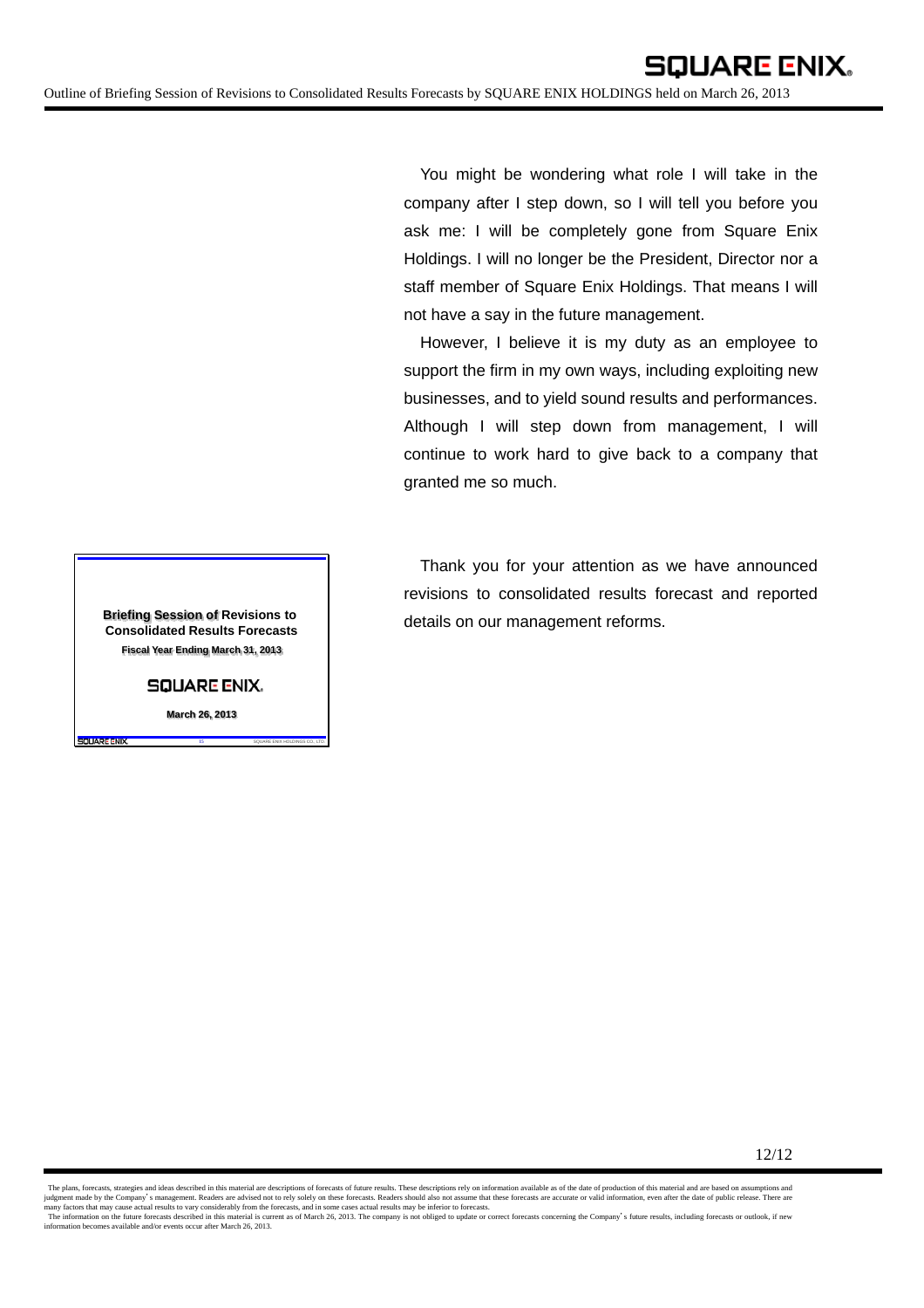You might be wondering what role I will take in the company after I step down, so I will tell you before you ask me: I will be completely gone from Square Enix Holdings. I will no longer be the President, Director nor a staff member of Square Enix Holdings. That means I will not have a say in the future management.

However, I believe it is my duty as an employee to support the firm in my own ways, including exploiting new businesses, and to yield sound results and performances. Although I will step down from management, I will continue to work hard to give back to a company that granted me so much.

**Briefing Session of Revisions to Consolidated Results Forecasts**

**Fiscal Year Ending March 31, 2013**

SQUARE ENIX.

**March 26, 2013**

Thank you for your attention as we have announced revisions to consolidated results forecast and reported details on our management reforms.

The plans, forecasts, strategies and ideas described in this material are descriptions of forecasts of future results. These descriptions rely on information available as of the date of production of this material and are based on assumptions and judgment made by the Company's management. Readers are advised not to rely solely on these forecasts. Readers should also not assume that these forecasts are accurate or valid information, even after the date of public release. There are many factors that may cause actual results to vary considerably from the forecasts, and in some cases actual results may be inferior to forecasts.

The information on the future forecasts described in this material is current as of March 26, 2013. The company is not obliged to update or correct forecasts concerning the Company's future results, including forecasts or outlook, if new information becomes available and/or events occur after March 26, 2013.